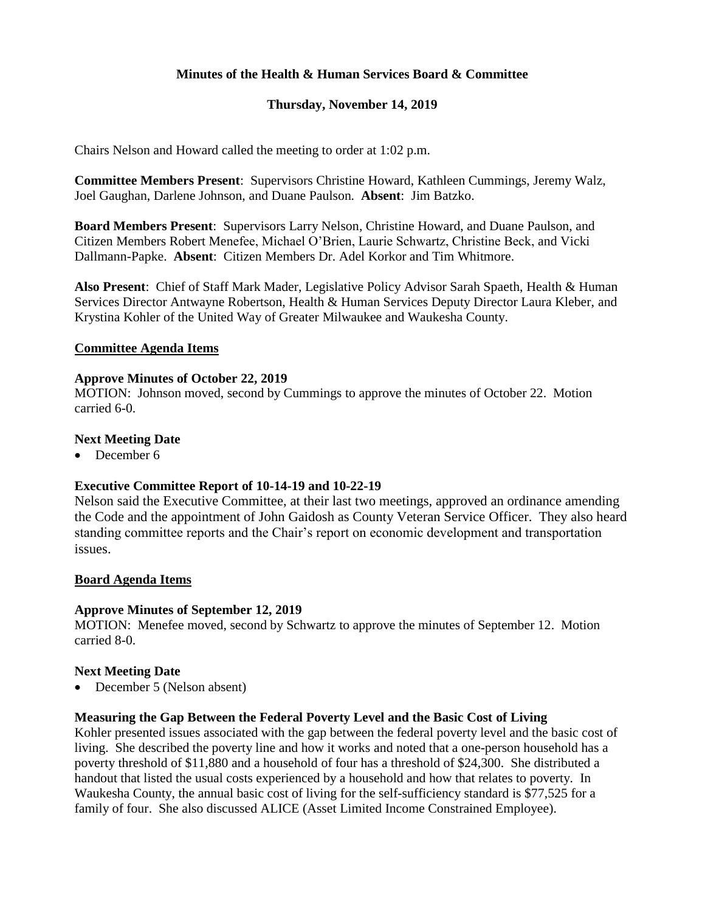# Minutes of the Health & Human Services Board & Committee

## Thursday, November 14, 2019

Chairs Nelson and Howard called the meeting to order at 1:02 p.m.

**Committee Members Present**: Supervisors Christine Howard, Kathleen Cummings, Jeremy Walz, Joel Gaughan, Darlene Johnson, and Duane Paulson. **Absent**: Jim Batzko.

**Board Members Present**: Supervisors Larry Nelson, Christine Howard, and Duane Paulson, and Citizen Members Robert Menefee, Michael O'Brien, Laurie Schwartz, Christine Beck, and Vicki Dallmann-Papke. **Absent**: Citizen Members Dr. Adel Korkor and Tim Whitmore.

**Also Present**: Chief of Staff Mark Mader, Legislative Policy Advisor Sarah Spaeth, Health & Human Services Director Antwayne Robertson, Health & Human Services Deputy Director Laura Kleber, and Krystina Kohler of the United Way of Greater Milwaukee and Waukesha County.

## Committee Agenda Items

### Approve Minutes of October 22, 2019

MOTION: Johnson moved, second by Cummings to approve the minutes of October 22. Motion carried 6-0.

### Next Meeting Date

- December 6

### Executive Committee Report of 10-14-19 and 10-22-19

Nelson said the Executive Committee, at their last two meetings, approved an ordinance amending the Code and the appointment of John Gaidosh as County Veteran Service Officer. They also heard standing committee reports and the Chair's report on economic development and transportation issues.

## Board Agenda Items

### Approve Minutes of September 12, 2019

MOTION: Menefee moved, second by Schwartz to approve the minutes of September 12. Motion carried 8-0.

### Next Meeting Date

- December 5 (Nelson absent)

### Measuring the Gap Between the Federal Poverty Level and the Basic Cost of Living

Kohler presented issues associated with the gap between the federal poverty level and the basic cost of living. She described the poverty line and how it works and noted that a one-person household has a poverty threshold of $11,880 and a household of four has a threshold of $24,300. She distributed a handout that listed the usual costs experienced by a household and how that relates to poverty. In Waukesha County, the annual basic cost of living for the self-sufficiency standard is $77,525 for a family of four. She also discussed ALICE (Asset Limited Income Constrained Employee).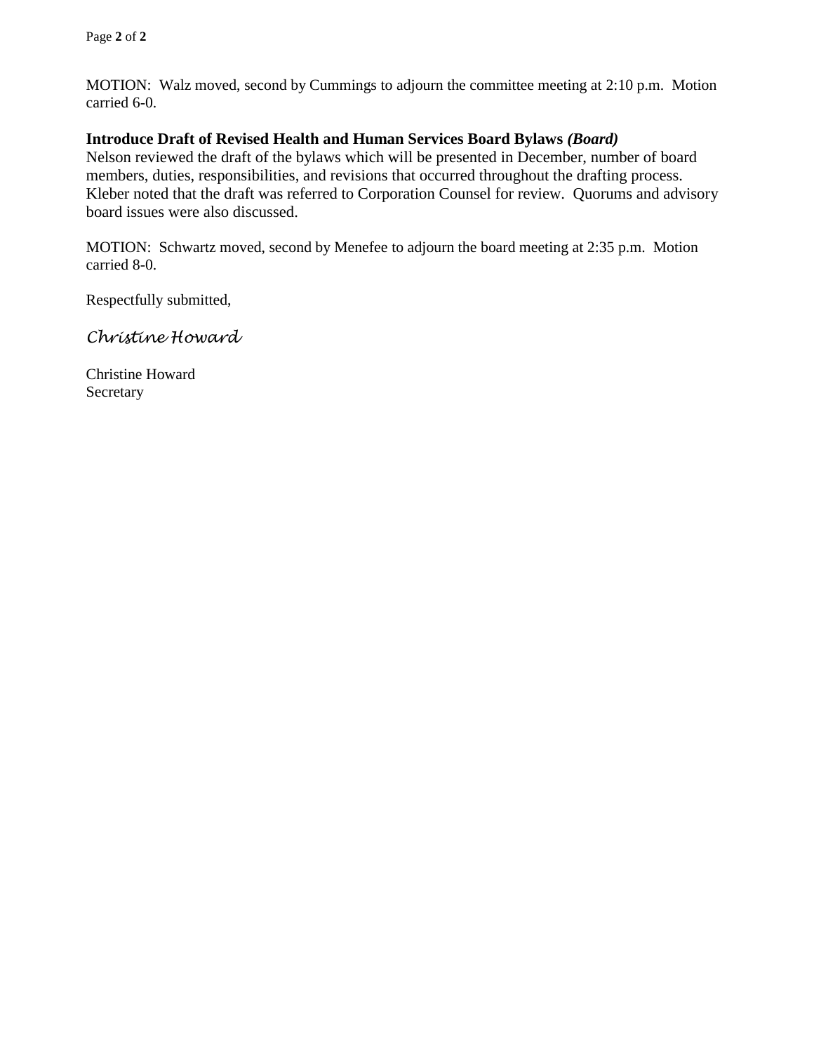MOTION: Walz moved, second by Cummings to adjourn the committee meeting at 2:10 p.m. Motion carried 6-0.

**Introduce Draft of Revised Health and Human Services Board Bylaws *(Board)***
Nelson reviewed the draft of the bylaws which will be presented in December, number of board members, duties, responsibilities, and revisions that occurred throughout the drafting process. Kleber noted that the draft was referred to Corporation Counsel for review. Quorums and advisory board issues were also discussed.

MOTION: Schwartz moved, second by Menefee to adjourn the board meeting at 2:35 p.m. Motion carried 8-0.

Respectfully submitted,

*Christine Howard*

Christine Howard
Secretary